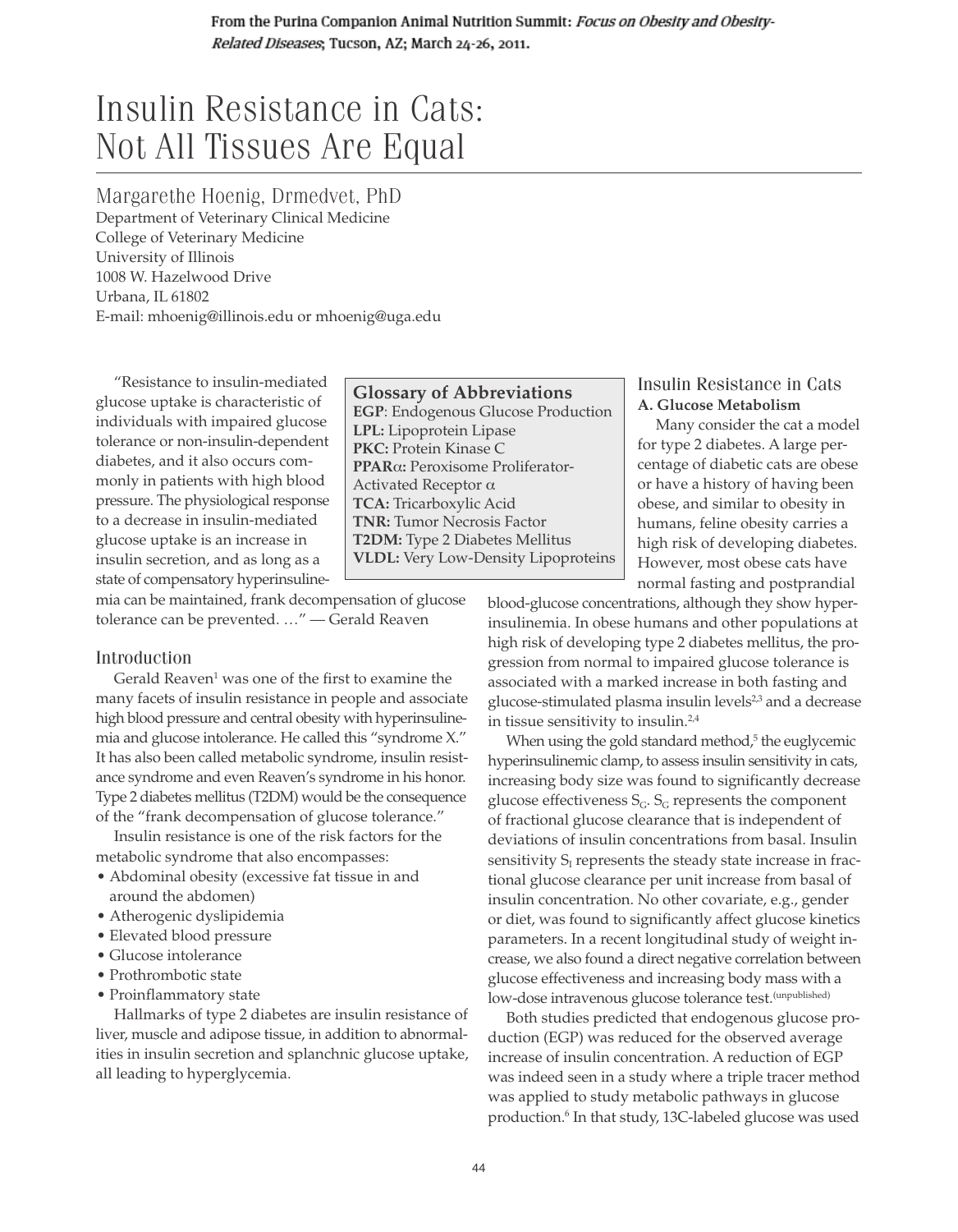From the Purina Companion Animal Nutrition Summit: *Focus on Obesity and Obesity-Related Diseases*; Tucson, AZ; March 24-26, 2011.

# Insulin Resistance in Cats: Not All Tissues Are Equal

## Margarethe Hoenig, Drmedvet, PhD

Department of Veterinary Clinical Medicine
College of Veterinary Medicine
University of Illinois
1008 W. Hazelwood Drive
Urbana, IL 61802
E-mail: mhoenig@illinois.edu or mhoenig@uga.edu

"Resistance to insulin-mediated glucose uptake is characteristic of individuals with impaired glucose tolerance or non-insulin-dependent diabetes, and it also occurs commonly in patients with high blood pressure. The physiological response to a decrease in insulin-mediated glucose uptake is an increase in insulin secretion, and as long as a state of compensatory hyperinsulinemia can be maintained, frank decompensation of glucose tolerance can be prevented. …" — Gerald Reaven

> **Glossary of Abbreviations**
> **EGP**: Endogenous Glucose Production
> **LPL:** Lipoprotein Lipase
> **PKC:** Protein Kinase C
> **PPARα:** Peroxisome Proliferator-Activated Receptor α
> **TCA:** Tricarboxylic Acid
> **TNR:** Tumor Necrosis Factor
> **T2DM:** Type 2 Diabetes Mellitus
> **VLDL:** Very Low-Density Lipoproteins

## Introduction

Gerald Reaven[1] was one of the first to examine the many facets of insulin resistance in people and associate high blood pressure and central obesity with hyperinsulinemia and glucose intolerance. He called this "syndrome X." It has also been called metabolic syndrome, insulin resistance syndrome and even Reaven's syndrome in his honor. Type 2 diabetes mellitus (T2DM) would be the consequence of the "frank decompensation of glucose tolerance."

Insulin resistance is one of the risk factors for the metabolic syndrome that also encompasses:

- Abdominal obesity (excessive fat tissue in and around the abdomen)
- Atherogenic dyslipidemia
- Elevated blood pressure
- Glucose intolerance
- Prothrombotic state
- Proinflammatory state

Hallmarks of type 2 diabetes are insulin resistance of liver, muscle and adipose tissue, in addition to abnormalities in insulin secretion and splanchnic glucose uptake, all leading to hyperglycemia.

## Insulin Resistance in Cats

### A. Glucose Metabolism

Many consider the cat a model for type 2 diabetes. A large percentage of diabetic cats are obese or have a history of having been obese, and similar to obesity in humans, feline obesity carries a high risk of developing diabetes. However, most obese cats have normal fasting and postprandial blood-glucose concentrations, although they show hyperinsulinemia. In obese humans and other populations at high risk of developing type 2 diabetes mellitus, the progression from normal to impaired glucose tolerance is associated with a marked increase in both fasting and glucose-stimulated plasma insulin levels[2,3] and a decrease in tissue sensitivity to insulin.[2,4]

When using the gold standard method,[5] the euglycemic hyperinsulinemic clamp, to assess insulin sensitivity in cats, increasing body size was found to significantly decrease glucose effectiveness $S_G$. $S_G$ represents the component of fractional glucose clearance that is independent of deviations of insulin concentrations from basal. Insulin sensitivity $S_I$ represents the steady state increase in fractional glucose clearance per unit increase from basal of insulin concentration. No other covariate, e.g., gender or diet, was found to significantly affect glucose kinetics parameters. In a recent longitudinal study of weight increase, we also found a direct negative correlation between glucose effectiveness and increasing body mass with a low-dose intravenous glucose tolerance test.[unpublished]

Both studies predicted that endogenous glucose production (EGP) was reduced for the observed average increase of insulin concentration. A reduction of EGP was indeed seen in a study where a triple tracer method was applied to study metabolic pathways in glucose production.[6] In that study, 13C-labeled glucose was used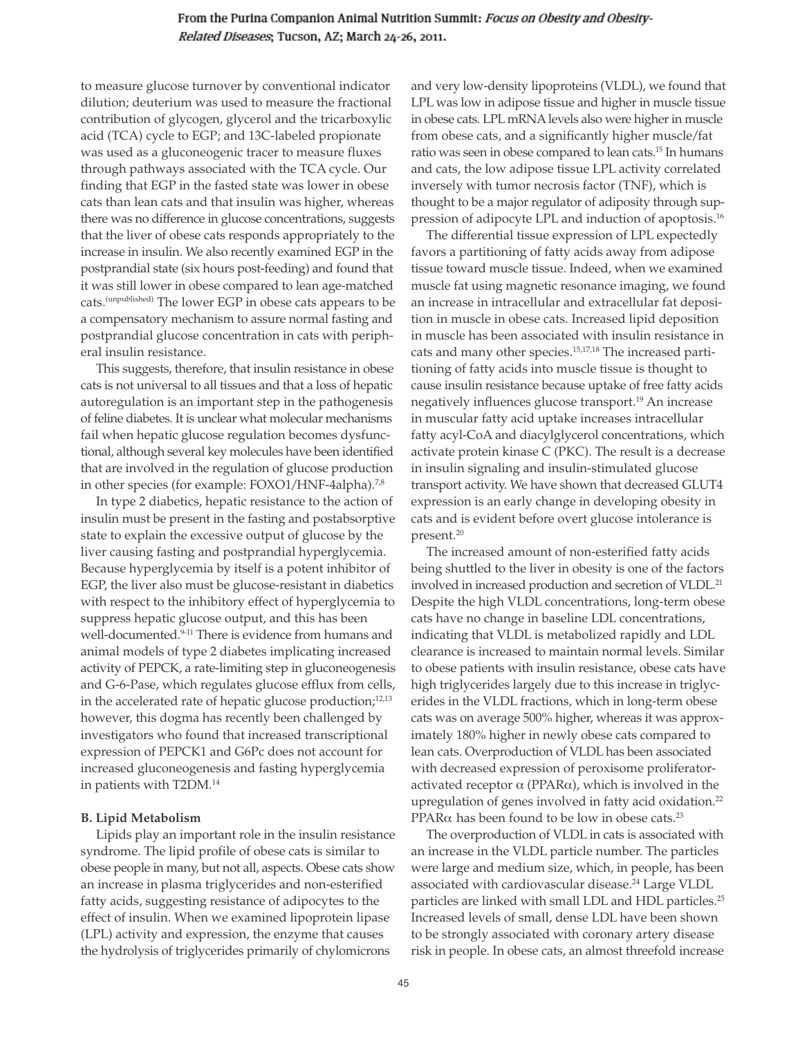to measure glucose turnover by conventional indicator dilution; deuterium was used to measure the fractional contribution of glycogen, glycerol and the tricarboxylic acid (TCA) cycle to EGP; and 13C-labeled propionate was used as a gluconeogenic tracer to measure fluxes through pathways associated with the TCA cycle. Our finding that EGP in the fasted state was lower in obese cats than lean cats and that insulin was higher, whereas there was no difference in glucose concentrations, suggests that the liver of obese cats responds appropriately to the increase in insulin. We also recently examined EGP in the postprandial state (six hours post-feeding) and found that it was still lower in obese compared to lean age-matched cats.[(unpublished)] The lower EGP in obese cats appears to be a compensatory mechanism to assure normal fasting and postprandial glucose concentration in cats with peripheral insulin resistance.

This suggests, therefore, that insulin resistance in obese cats is not universal to all tissues and that a loss of hepatic autoregulation is an important step in the pathogenesis of feline diabetes. It is unclear what molecular mechanisms fail when hepatic glucose regulation becomes dysfunctional, although several key molecules have been identified that are involved in the regulation of glucose production in other species (for example: FOXO1/HNF-4alpha).[7,8]

In type 2 diabetics, hepatic resistance to the action of insulin must be present in the fasting and postabsorptive state to explain the excessive output of glucose by the liver causing fasting and postprandial hyperglycemia. Because hyperglycemia by itself is a potent inhibitor of EGP, the liver also must be glucose-resistant in diabetics with respect to the inhibitory effect of hyperglycemia to suppress hepatic glucose output, and this has been well-documented.[9-11] There is evidence from humans and animal models of type 2 diabetes implicating increased activity of PEPCK, a rate-limiting step in gluconeogenesis and G-6-Pase, which regulates glucose efflux from cells, in the accelerated rate of hepatic glucose production;[12,13] however, this dogma has recently been challenged by investigators who found that increased transcriptional expression of PEPCK1 and G6Pc does not account for increased gluconeogenesis and fasting hyperglycemia in patients with T2DM.[14]

### B. Lipid Metabolism

Lipids play an important role in the insulin resistance syndrome. The lipid profile of obese cats is similar to obese people in many, but not all, aspects. Obese cats show an increase in plasma triglycerides and non-esterified fatty acids, suggesting resistance of adipocytes to the effect of insulin. When we examined lipoprotein lipase (LPL) activity and expression, the enzyme that causes the hydrolysis of triglycerides primarily of chylomicrons and very low-density lipoproteins (VLDL), we found that LPL was low in adipose tissue and higher in muscle tissue in obese cats. LPL mRNA levels also were higher in muscle from obese cats, and a significantly higher muscle/fat ratio was seen in obese compared to lean cats.[15] In humans and cats, the low adipose tissue LPL activity correlated inversely with tumor necrosis factor (TNF), which is thought to be a major regulator of adiposity through suppression of adipocyte LPL and induction of apoptosis.[16]

The differential tissue expression of LPL expectedly favors a partitioning of fatty acids away from adipose tissue toward muscle tissue. Indeed, when we examined muscle fat using magnetic resonance imaging, we found an increase in intracellular and extracellular fat deposition in muscle in obese cats. Increased lipid deposition in muscle has been associated with insulin resistance in cats and many other species.[15,17,18] The increased partitioning of fatty acids into muscle tissue is thought to cause insulin resistance because uptake of free fatty acids negatively influences glucose transport.[19] An increase in muscular fatty acid uptake increases intracellular fatty acyl-CoA and diacylglycerol concentrations, which activate protein kinase C (PKC). The result is a decrease in insulin signaling and insulin-stimulated glucose transport activity. We have shown that decreased GLUT4 expression is an early change in developing obesity in cats and is evident before overt glucose intolerance is present.[20]

The increased amount of non-esterified fatty acids being shuttled to the liver in obesity is one of the factors involved in increased production and secretion of VLDL.[21] Despite the high VLDL concentrations, long-term obese cats have no change in baseline LDL concentrations, indicating that VLDL is metabolized rapidly and LDL clearance is increased to maintain normal levels. Similar to obese patients with insulin resistance, obese cats have high triglycerides largely due to this increase in triglycerides in the VLDL fractions, which in long-term obese cats was on average 500% higher, whereas it was approximately 180% higher in newly obese cats compared to lean cats. Overproduction of VLDL has been associated with decreased expression of peroxisome proliferator-activated receptor $\alpha$ (PPAR$\alpha$), which is involved in the upregulation of genes involved in fatty acid oxidation.[22] PPAR$\alpha$ has been found to be low in obese cats.[23]

The overproduction of VLDL in cats is associated with an increase in the VLDL particle number. The particles were large and medium size, which, in people, has been associated with cardiovascular disease.[24] Large VLDL particles are linked with small LDL and HDL particles.[25] Increased levels of small, dense LDL have been shown to be strongly associated with coronary artery disease risk in people. In obese cats, an almost threefold increase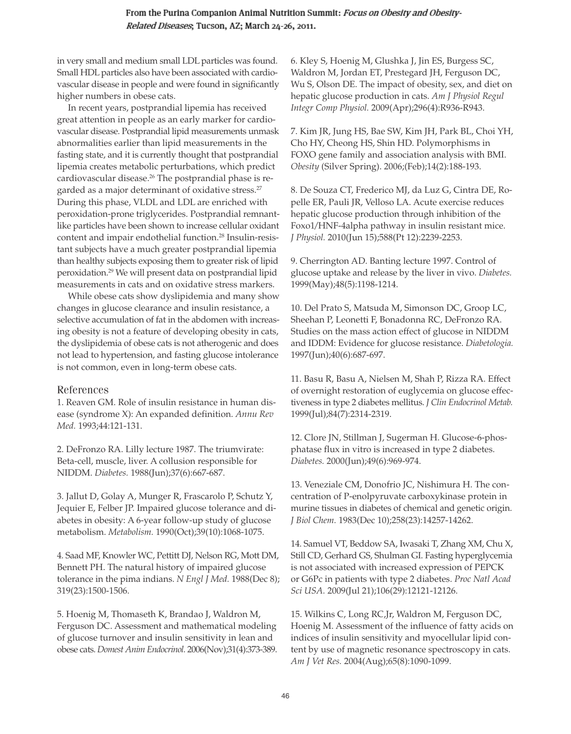in very small and medium small LDL particles was found. Small HDL particles also have been associated with cardiovascular disease in people and were found in significantly higher numbers in obese cats.

In recent years, postprandial lipemia has received great attention in people as an early marker for cardiovascular disease. Postprandial lipid measurements unmask abnormalities earlier than lipid measurements in the fasting state, and it is currently thought that postprandial lipemia creates metabolic perturbations, which predict cardiovascular disease.[26] The postprandial phase is regarded as a major determinant of oxidative stress.[27] During this phase, VLDL and LDL are enriched with peroxidation-prone triglycerides. Postprandial remnant-like particles have been shown to increase cellular oxidant content and impair endothelial function.[28] Insulin-resistant subjects have a much greater postprandial lipemia than healthy subjects exposing them to greater risk of lipid peroxidation.[29] We will present data on postprandial lipid measurements in cats and on oxidative stress markers.

While obese cats show dyslipidemia and many show changes in glucose clearance and insulin resistance, a selective accumulation of fat in the abdomen with increasing obesity is not a feature of developing obesity in cats, the dyslipidemia of obese cats is not atherogenic and does not lead to hypertension, and fasting glucose intolerance is not common, even in long-term obese cats.

## References

1. Reaven GM. Role of insulin resistance in human disease (syndrome X): An expanded definition. *Annu Rev Med.* 1993;44:121-131.

2. DeFronzo RA. Lilly lecture 1987. The triumvirate: Beta-cell, muscle, liver. A collusion responsible for NIDDM. *Diabetes.* 1988(Jun);37(6):667-687.

3. Jallut D, Golay A, Munger R, Frascarolo P, Schutz Y, Jequier E, Felber JP. Impaired glucose tolerance and diabetes in obesity: A 6-year follow-up study of glucose metabolism. *Metabolism.* 1990(Oct);39(10):1068-1075.

4. Saad MF, Knowler WC, Pettitt DJ, Nelson RG, Mott DM, Bennett PH. The natural history of impaired glucose tolerance in the pima indians. *N Engl J Med.* 1988(Dec 8); 319(23):1500-1506.

5. Hoenig M, Thomaseth K, Brandao J, Waldron M, Ferguson DC. Assessment and mathematical modeling of glucose turnover and insulin sensitivity in lean and obese cats. *Domest Anim Endocrinol.* 2006(Nov);31(4):373-389.

6. Kley S, Hoenig M, Glushka J, Jin ES, Burgess SC, Waldron M, Jordan ET, Prestegard JH, Ferguson DC, Wu S, Olson DE. The impact of obesity, sex, and diet on hepatic glucose production in cats. *Am J Physiol Regul Integr Comp Physiol.* 2009(Apr);296(4):R936-R943.

7. Kim JR, Jung HS, Bae SW, Kim JH, Park BL, Choi YH, Cho HY, Cheong HS, Shin HD. Polymorphisms in FOXO gene family and association analysis with BMI. *Obesity* (Silver Spring). 2006;(Feb);14(2):188-193.

8. De Souza CT, Frederico MJ, da Luz G, Cintra DE, Ropelle ER, Pauli JR, Velloso LA. Acute exercise reduces hepatic glucose production through inhibition of the Foxo1/HNF-4alpha pathway in insulin resistant mice. *J Physiol.* 2010(Jun 15);588(Pt 12):2239-2253.

9. Cherrington AD. Banting lecture 1997. Control of glucose uptake and release by the liver in vivo. *Diabetes.* 1999(May);48(5):1198-1214.

10. Del Prato S, Matsuda M, Simonson DC, Groop LC, Sheehan P, Leonetti F, Bonadonna RC, DeFronzo RA. Studies on the mass action effect of glucose in NIDDM and IDDM: Evidence for glucose resistance. *Diabetologia.* 1997(Jun);40(6):687-697.

11. Basu R, Basu A, Nielsen M, Shah P, Rizza RA. Effect of overnight restoration of euglycemia on glucose effectiveness in type 2 diabetes mellitus. *J Clin Endocrinol Metab.* 1999(Jul);84(7):2314-2319.

12. Clore JN, Stillman J, Sugerman H. Glucose-6-phosphatase flux in vitro is increased in type 2 diabetes. *Diabetes.* 2000(Jun);49(6):969-974.

13. Veneziale CM, Donofrio JC, Nishimura H. The concentration of P-enolpyruvate carboxykinase protein in murine tissues in diabetes of chemical and genetic origin. *J Biol Chem.* 1983(Dec 10);258(23):14257-14262.

14. Samuel VT, Beddow SA, Iwasaki T, Zhang XM, Chu X, Still CD, Gerhard GS, Shulman GI. Fasting hyperglycemia is not associated with increased expression of PEPCK or G6Pc in patients with type 2 diabetes. *Proc Natl Acad Sci USA.* 2009(Jul 21);106(29):12121-12126.

15. Wilkins C, Long RC,Jr, Waldron M, Ferguson DC, Hoenig M. Assessment of the influence of fatty acids on indices of insulin sensitivity and myocellular lipid content by use of magnetic resonance spectroscopy in cats. *Am J Vet Res.* 2004(Aug);65(8):1090-1099.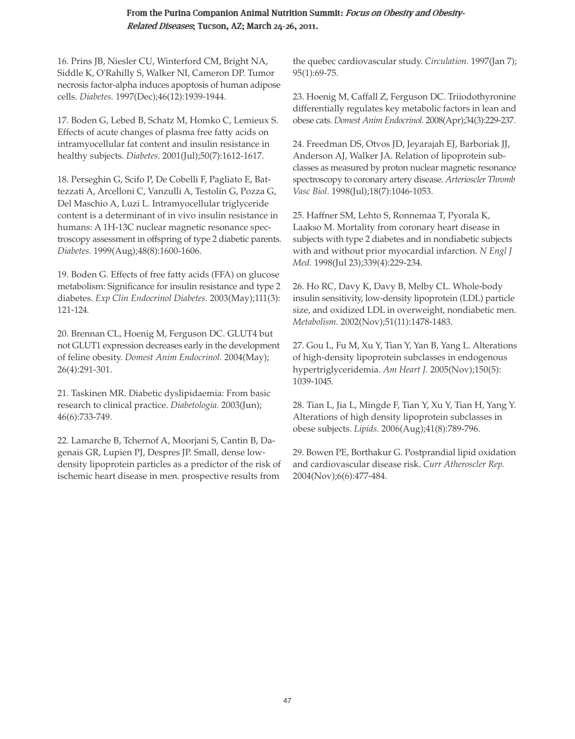16. Prins JB, Niesler CU, Winterford CM, Bright NA, Siddle K, O'Rahilly S, Walker NI, Cameron DP. Tumor necrosis factor-alpha induces apoptosis of human adipose cells. *Diabetes.* 1997(Dec);46(12):1939-1944.

17. Boden G, Lebed B, Schatz M, Homko C, Lemieux S. Effects of acute changes of plasma free fatty acids on intramyocellular fat content and insulin resistance in healthy subjects. *Diabetes.* 2001(Jul);50(7):1612-1617.

18. Perseghin G, Scifo P, De Cobelli F, Pagliato E, Battezzati A, Arcelloni C, Vanzulli A, Testolin G, Pozza G, Del Maschio A, Luzi L. Intramyocellular triglyceride content is a determinant of in vivo insulin resistance in humans: A 1H-13C nuclear magnetic resonance spectroscopy assessment in offspring of type 2 diabetic parents. *Diabetes.* 1999(Aug);48(8):1600-1606.

19. Boden G. Effects of free fatty acids (FFA) on glucose metabolism: Significance for insulin resistance and type 2 diabetes. *Exp Clin Endocrinol Diabetes.* 2003(May);111(3): 121-124.

20. Brennan CL, Hoenig M, Ferguson DC. GLUT4 but not GLUT1 expression decreases early in the development of feline obesity. *Domest Anim Endocrinol.* 2004(May); 26(4):291-301.

21. Taskinen MR. Diabetic dyslipidaemia: From basic research to clinical practice. *Diabetologia.* 2003(Jun); 46(6):733-749.

22. Lamarche B, Tchernof A, Moorjani S, Cantin B, Dagenais GR, Lupien PJ, Despres JP. Small, dense low-density lipoprotein particles as a predictor of the risk of ischemic heart disease in men. prospective results from the quebec cardiovascular study. *Circulation.* 1997(Jan 7); 95(1):69-75.

23. Hoenig M, Caffall Z, Ferguson DC. Triiodothyronine differentially regulates key metabolic factors in lean and obese cats. *Domest Anim Endocrinol.* 2008(Apr);34(3):229-237.

24. Freedman DS, Otvos JD, Jeyarajah EJ, Barboriak JJ, Anderson AJ, Walker JA. Relation of lipoprotein subclasses as measured by proton nuclear magnetic resonance spectroscopy to coronary artery disease. *Arterioscler Thromb Vasc Biol.* 1998(Jul);18(7):1046-1053.

25. Haffner SM, Lehto S, Ronnemaa T, Pyorala K, Laakso M. Mortality from coronary heart disease in subjects with type 2 diabetes and in nondiabetic subjects with and without prior myocardial infarction. *N Engl J Med.* 1998(Jul 23);339(4):229-234.

26. Ho RC, Davy K, Davy B, Melby CL. Whole-body insulin sensitivity, low-density lipoprotein (LDL) particle size, and oxidized LDL in overweight, nondiabetic men. *Metabolism.* 2002(Nov);51(11):1478-1483.

27. Gou L, Fu M, Xu Y, Tian Y, Yan B, Yang L. Alterations of high-density lipoprotein subclasses in endogenous hypertriglyceridemia. *Am Heart J.* 2005(Nov);150(5): 1039-1045.

28. Tian L, Jia L, Mingde F, Tian Y, Xu Y, Tian H, Yang Y. Alterations of high density lipoprotein subclasses in obese subjects. *Lipids.* 2006(Aug);41(8):789-796.

29. Bowen PE, Borthakur G. Postprandial lipid oxidation and cardiovascular disease risk. *Curr Atheroscler Rep.* 2004(Nov);6(6):477-484.